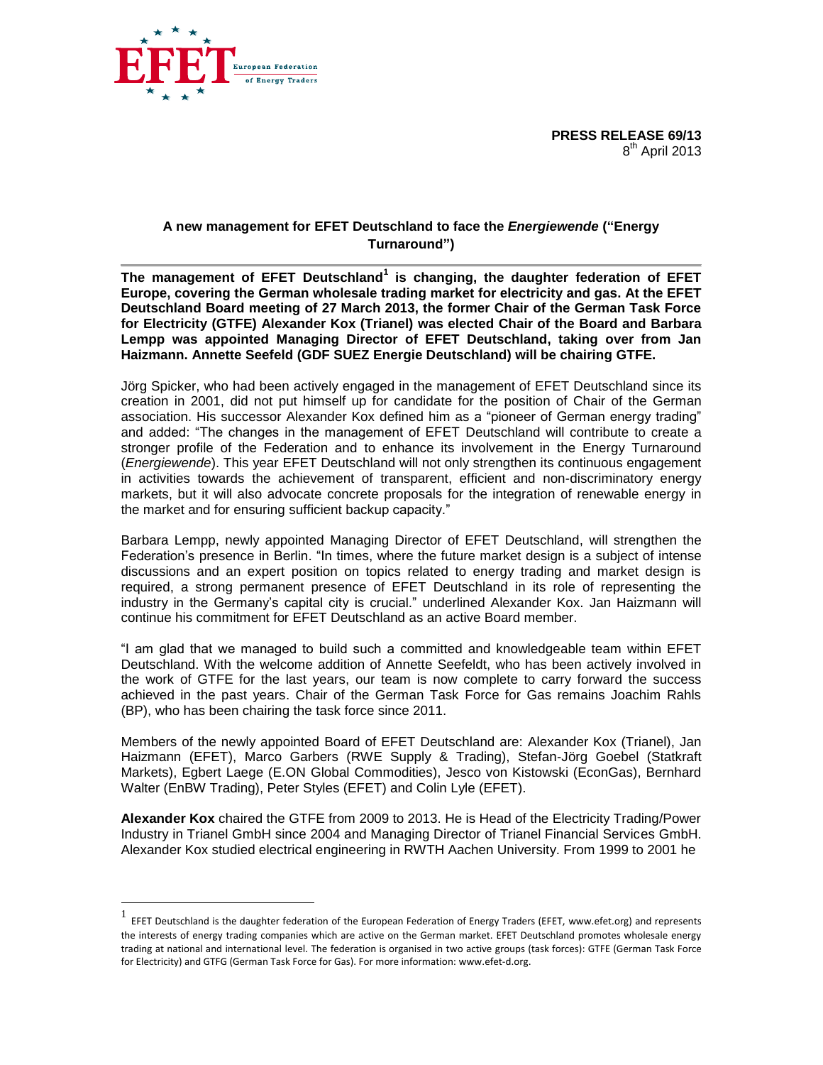**PRESS RELEASE 69/13**
8th April 2013

## A new management for EFET Deutschland to face the *Energiewende* ("Energy Turnaround")

**The management of EFET Deutschland[1] is changing, the daughter federation of EFET Europe, covering the German wholesale trading market for electricity and gas. At the EFET Deutschland Board meeting of 27 March 2013, the former Chair of the German Task Force for Electricity (GTFE) Alexander Kox (Trianel) was elected Chair of the Board and Barbara Lempp was appointed Managing Director of EFET Deutschland, taking over from Jan Haizmann. Annette Seefeld (GDF SUEZ Energie Deutschland) will be chairing GTFE.**

Jörg Spicker, who had been actively engaged in the management of EFET Deutschland since its creation in 2001, did not put himself up for candidate for the position of Chair of the German association. His successor Alexander Kox defined him as a "pioneer of German energy trading" and added: "The changes in the management of EFET Deutschland will contribute to create a stronger profile of the Federation and to enhance its involvement in the Energy Turnaround (*Energiewende*). This year EFET Deutschland will not only strengthen its continuous engagement in activities towards the achievement of transparent, efficient and non-discriminatory energy markets, but it will also advocate concrete proposals for the integration of renewable energy in the market and for ensuring sufficient backup capacity."

Barbara Lempp, newly appointed Managing Director of EFET Deutschland, will strengthen the Federation's presence in Berlin. "In times, where the future market design is a subject of intense discussions and an expert position on topics related to energy trading and market design is required, a strong permanent presence of EFET Deutschland in its role of representing the industry in the Germany's capital city is crucial." underlined Alexander Kox. Jan Haizmann will continue his commitment for EFET Deutschland as an active Board member.

"I am glad that we managed to build such a committed and knowledgeable team within EFET Deutschland. With the welcome addition of Annette Seefeldt, who has been actively involved in the work of GTFE for the last years, our team is now complete to carry forward the success achieved in the past years. Chair of the German Task Force for Gas remains Joachim Rahls (BP), who has been chairing the task force since 2011.

Members of the newly appointed Board of EFET Deutschland are: Alexander Kox (Trianel), Jan Haizmann (EFET), Marco Garbers (RWE Supply & Trading), Stefan-Jörg Goebel (Statkraft Markets), Egbert Laege (E.ON Global Commodities), Jesco von Kistowski (EconGas), Bernhard Walter (EnBW Trading), Peter Styles (EFET) and Colin Lyle (EFET).

**Alexander Kox** chaired the GTFE from 2009 to 2013. He is Head of the Electricity Trading/Power Industry in Trianel GmbH since 2004 and Managing Director of Trianel Financial Services GmbH. Alexander Kox studied electrical engineering in RWTH Aachen University. From 1999 to 2001 he

---

[1] EFET Deutschland is the daughter federation of the European Federation of Energy Traders (EFET, www.efet.org) and represents the interests of energy trading companies which are active on the German market. EFET Deutschland promotes wholesale energy trading at national and international level. The federation is organised in two active groups (task forces): GTFE (German Task Force for Electricity) and GTFG (German Task Force for Gas). For more information: www.efet-d.org.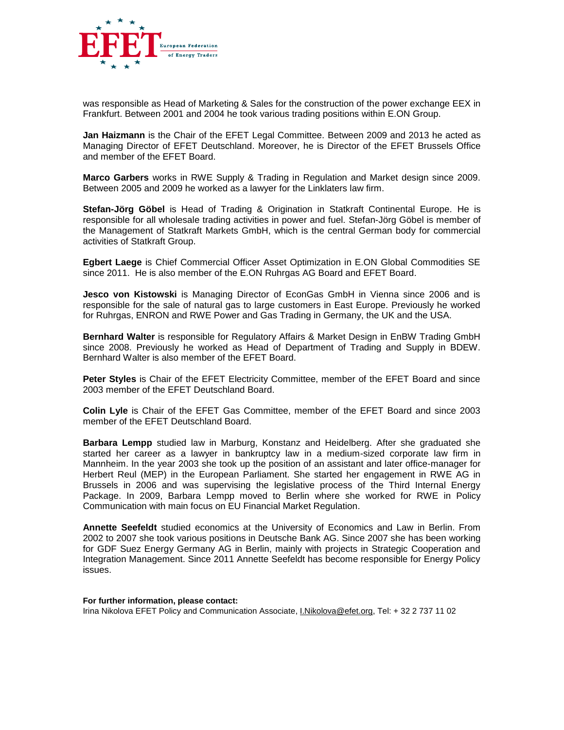was responsible as Head of Marketing & Sales for the construction of the power exchange EEX in Frankfurt. Between 2001 and 2004 he took various trading positions within E.ON Group.

**Jan Haizmann** is the Chair of the EFET Legal Committee. Between 2009 and 2013 he acted as Managing Director of EFET Deutschland. Moreover, he is Director of the EFET Brussels Office and member of the EFET Board.

**Marco Garbers** works in RWE Supply & Trading in Regulation and Market design since 2009. Between 2005 and 2009 he worked as a lawyer for the Linklaters law firm.

**Stefan-Jörg Göbel** is Head of Trading & Origination in Statkraft Continental Europe. He is responsible for all wholesale trading activities in power and fuel. Stefan-Jörg Göbel is member of the Management of Statkraft Markets GmbH, which is the central German body for commercial activities of Statkraft Group.

**Egbert Laege** is Chief Commercial Officer Asset Optimization in E.ON Global Commodities SE since 2011. He is also member of the E.ON Ruhrgas AG Board and EFET Board.

**Jesco von Kistowski** is Managing Director of EconGas GmbH in Vienna since 2006 and is responsible for the sale of natural gas to large customers in East Europe. Previously he worked for Ruhrgas, ENRON and RWE Power and Gas Trading in Germany, the UK and the USA.

**Bernhard Walter** is responsible for Regulatory Affairs & Market Design in EnBW Trading GmbH since 2008. Previously he worked as Head of Department of Trading and Supply in BDEW. Bernhard Walter is also member of the EFET Board.

**Peter Styles** is Chair of the EFET Electricity Committee, member of the EFET Board and since 2003 member of the EFET Deutschland Board.

**Colin Lyle** is Chair of the EFET Gas Committee, member of the EFET Board and since 2003 member of the EFET Deutschland Board.

**Barbara Lempp** studied law in Marburg, Konstanz and Heidelberg. After she graduated she started her career as a lawyer in bankruptcy law in a medium-sized corporate law firm in Mannheim. In the year 2003 she took up the position of an assistant and later office-manager for Herbert Reul (MEP) in the European Parliament. She started her engagement in RWE AG in Brussels in 2006 and was supervising the legislative process of the Third Internal Energy Package. In 2009, Barbara Lempp moved to Berlin where she worked for RWE in Policy Communication with main focus on EU Financial Market Regulation.

**Annette Seefeldt** studied economics at the University of Economics and Law in Berlin. From 2002 to 2007 she took various positions in Deutsche Bank AG. Since 2007 she has been working for GDF Suez Energy Germany AG in Berlin, mainly with projects in Strategic Cooperation and Integration Management. Since 2011 Annette Seefeldt has become responsible for Energy Policy issues.

**For further information, please contact:**
Irina Nikolova EFET Policy and Communication Associate, I.Nikolova@efet.org, Tel: + 32 2 737 11 02